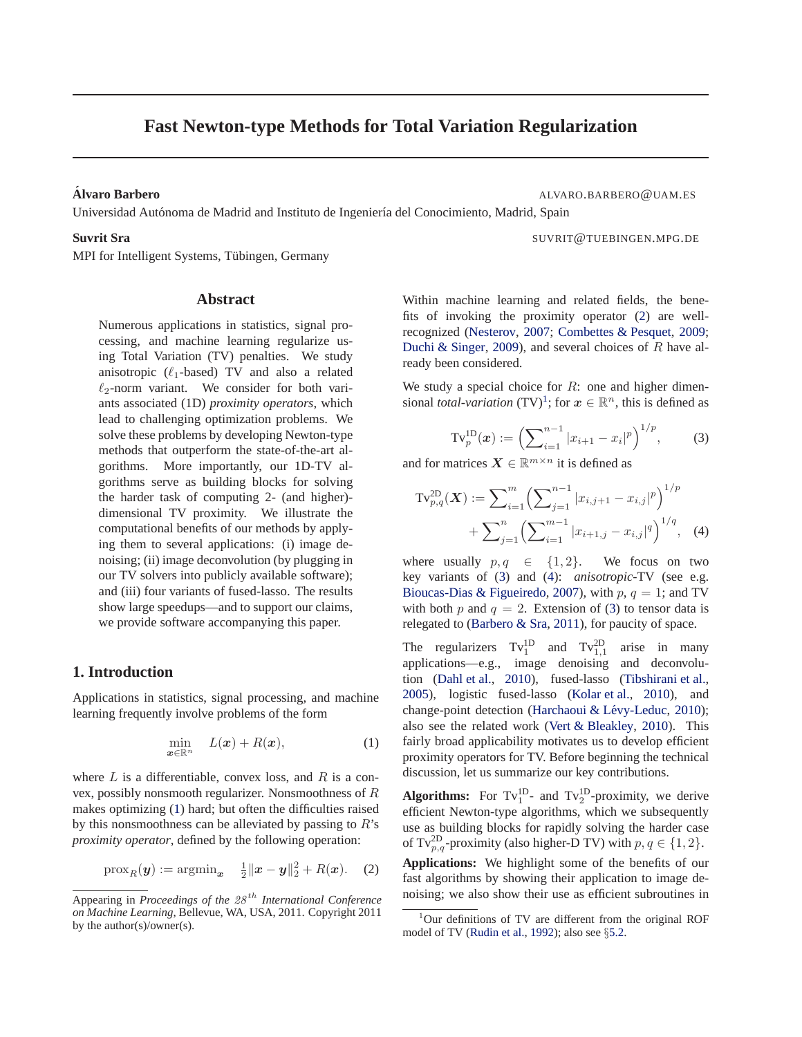# Fast Newton-type Methods for Total Variation Regularization

**Álvaro Barbero** ALVARO.BARBERO@UAM.ES

Universidad Autónoma de Madrid and Instituto de Ingeniería del Conocimiento, Madrid, Spain

**Suvrit Sra** SUVRIT@TUEBINGEN.MPG.DE

MPI for Intelligent Systems, Tübingen, Germany

## Abstract

Numerous applications in statistics, signal processing, and machine learning regularize using Total Variation (TV) penalties. We study anisotropic ($\ell_1$-based) TV and also a related $\ell_2$-norm variant. We consider for both variants associated (1D) *proximity operators*, which lead to challenging optimization problems. We solve these problems by developing Newton-type methods that outperform the state-of-the-art algorithms. More importantly, our 1D-TV algorithms serve as building blocks for solving the harder task of computing 2- (and higher)-dimensional TV proximity. We illustrate the computational benefits of our methods by applying them to several applications: (i) image denoising; (ii) image deconvolution (by plugging in our TV solvers into publicly available software); and (iii) four variants of fused-lasso. The results show large speedups—and to support our claims, we provide software accompanying this paper.

## 1. Introduction

Applications in statistics, signal processing, and machine learning frequently involve problems of the form

$$\min_{\boldsymbol{x}\in\mathbb{R}^n} \quad L(\boldsymbol{x}) + R(\boldsymbol{x}), \tag{1}$$

where $L$ is a differentiable, convex loss, and $R$ is a convex, possibly nonsmooth regularizer. Nonsmoothness of $R$ makes optimizing (1) hard; but often the difficulties raised by this nonsmoothness can be alleviated by passing to $R$'s *proximity operator*, defined by the following operation:

$$\operatorname{prox}_R(\boldsymbol{y}) := \operatorname{argmin}_{\boldsymbol{x}} \quad \tfrac{1}{2}\|\boldsymbol{x}-\boldsymbol{y}\|_2^2 + R(\boldsymbol{x}). \tag{2}$$

Appearing in *Proceedings of the $28^{th}$ International Conference on Machine Learning*, Bellevue, WA, USA, 2011. Copyright 2011 by the author(s)/owner(s).

Within machine learning and related fields, the benefits of invoking the proximity operator (2) are well-recognized (Nesterov, 2007; Combettes & Pesquet, 2009; Duchi & Singer, 2009), and several choices of $R$ have already been considered.

We study a special choice for $R$: one and higher dimensional *total-variation* (TV)[1]; for $\boldsymbol{x} \in \mathbb{R}^n$, this is defined as

$$\mathrm{Tv}_p^{\mathrm{1D}}(\boldsymbol{x}) := \Big(\sum\nolimits_{i=1}^{n-1} |x_{i+1} - x_i|^p\Big)^{1/p}, \tag{3}$$

and for matrices $\boldsymbol{X} \in \mathbb{R}^{m\times n}$ it is defined as

$$\mathrm{Tv}_{p,q}^{\mathrm{2D}}(\boldsymbol{X}) := \sum\nolimits_{i=1}^{m}\Big(\sum\nolimits_{j=1}^{n-1}|x_{i,j+1}-x_{i,j}|^p\Big)^{1/p} + \sum\nolimits_{j=1}^{n}\Big(\sum\nolimits_{i=1}^{m-1}|x_{i+1,j}-x_{i,j}|^q\Big)^{1/q}, \tag{4}$$

where usually $p, q \in \{1, 2\}$. We focus on two key variants of (3) and (4): *anisotropic*-TV (see e.g. Bioucas-Dias & Figueiredo, 2007), with $p$, $q = 1$; and TV with both $p$ and $q = 2$. Extension of (3) to tensor data is relegated to (Barbero & Sra, 2011), for paucity of space.

The regularizers $\mathrm{Tv}_1^{\mathrm{1D}}$ and $\mathrm{Tv}_{1,1}^{\mathrm{2D}}$ arise in many applications—e.g., image denoising and deconvolution (Dahl et al., 2010), fused-lasso (Tibshirani et al., 2005), logistic fused-lasso (Kolar et al., 2010), and change-point detection (Harchaoui & Lévy-Leduc, 2010); also see the related work (Vert & Bleakley, 2010). This fairly broad applicability motivates us to develop efficient proximity operators for TV. Before beginning the technical discussion, let us summarize our key contributions.

**Algorithms:** For $\mathrm{Tv}_1^{\mathrm{1D}}$- and $\mathrm{Tv}_2^{\mathrm{1D}}$-proximity, we derive efficient Newton-type algorithms, which we subsequently use as building blocks for rapidly solving the harder case of $\mathrm{Tv}_{p,q}^{\mathrm{2D}}$-proximity (also higher-D TV) with $p, q \in \{1, 2\}$.

**Applications:** We highlight some of the benefits of our fast algorithms by showing their application to image denoising; we also show their use as efficient subroutines in

[1] Our definitions of TV are different from the original ROF model of TV (Rudin et al., 1992); also see §5.2.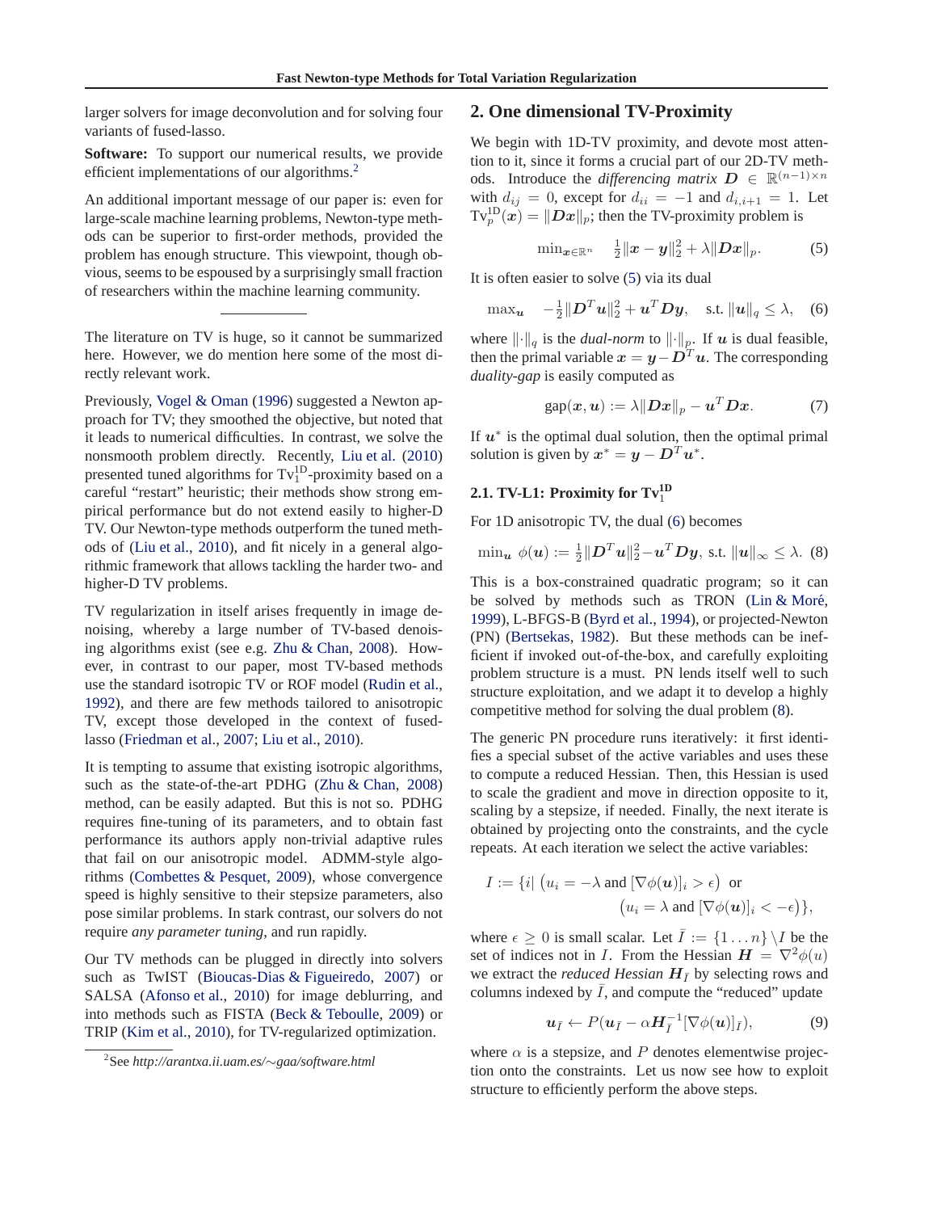larger solvers for image deconvolution and for solving four variants of fused-lasso.

**Software:** To support our numerical results, we provide efficient implementations of our algorithms.[2]

An additional important message of our paper is: even for large-scale machine learning problems, Newton-type methods can be superior to first-order methods, provided the problem has enough structure. This viewpoint, though obvious, seems to be espoused by a surprisingly small fraction of researchers within the machine learning community.

---

The literature on TV is huge, so it cannot be summarized here. However, we do mention here some of the most directly relevant work.

Previously, Vogel & Oman (1996) suggested a Newton approach for TV; they smoothed the objective, but noted that it leads to numerical difficulties. In contrast, we solve the nonsmooth problem directly. Recently, Liu et al. (2010) presented tuned algorithms for $\text{Tv}_1^{1\text{D}}$-proximity based on a careful "restart" heuristic; their methods show strong empirical performance but do not extend easily to higher-D TV. Our Newton-type methods outperform the tuned methods of (Liu et al., 2010), and fit nicely in a general algorithmic framework that allows tackling the harder two- and higher-D TV problems.

TV regularization in itself arises frequently in image denoising, whereby a large number of TV-based denoising algorithms exist (see e.g. Zhu & Chan, 2008). However, in contrast to our paper, most TV-based methods use the standard isotropic TV or ROF model (Rudin et al., 1992), and there are few methods tailored to anisotropic TV, except those developed in the context of fused-lasso (Friedman et al., 2007; Liu et al., 2010).

It is tempting to assume that existing isotropic algorithms, such as the state-of-the-art PDHG (Zhu & Chan, 2008) method, can be easily adapted. But this is not so. PDHG requires fine-tuning of its parameters, and to obtain fast performance its authors apply non-trivial adaptive rules that fail on our anisotropic model. ADMM-style algorithms (Combettes & Pesquet, 2009), whose convergence speed is highly sensitive to their stepsize parameters, also pose similar problems. In stark contrast, our solvers do not require *any parameter tuning*, and run rapidly.

Our TV methods can be plugged in directly into solvers such as TwIST (Bioucas-Dias & Figueiredo, 2007) or SALSA (Afonso et al., 2010) for image deblurring, and into methods such as FISTA (Beck & Teboulle, 2009) or TRIP (Kim et al., 2010), for TV-regularized optimization.

[2] See *http://arantxa.ii.uam.es/~gaa/software.html*

## 2. One dimensional TV-Proximity

We begin with 1D-TV proximity, and devote most attention to it, since it forms a crucial part of our 2D-TV methods. Introduce the *differencing matrix* $\boldsymbol{D} \in \mathbb{R}^{(n-1)\times n}$ with $d_{ij} = 0$, except for $d_{ii} = -1$ and $d_{i,i+1} = 1$. Let $\text{Tv}_p^{1\text{D}}(\boldsymbol{x}) = \|\boldsymbol{D}\boldsymbol{x}\|_p$; then the TV-proximity problem is

$$\min_{\boldsymbol{x}\in\mathbb{R}^n} \quad \tfrac{1}{2}\|\boldsymbol{x}-\boldsymbol{y}\|_2^2 + \lambda\|\boldsymbol{D}\boldsymbol{x}\|_p. \tag{5}$$

It is often easier to solve (5) via its dual

$$\max_{\boldsymbol{u}} \quad -\tfrac{1}{2}\|\boldsymbol{D}^T\boldsymbol{u}\|_2^2 + \boldsymbol{u}^T\boldsymbol{D}\boldsymbol{y}, \quad \text{s.t. } \|\boldsymbol{u}\|_q \le \lambda, \tag{6}$$

where $\|\cdot\|_q$ is the *dual-norm* to $\|\cdot\|_p$. If $\boldsymbol{u}$ is dual feasible, then the primal variable $\boldsymbol{x} = \boldsymbol{y} - \boldsymbol{D}^T\boldsymbol{u}$. The corresponding *duality-gap* is easily computed as

$$\text{gap}(\boldsymbol{x},\boldsymbol{u}) := \lambda\|\boldsymbol{D}\boldsymbol{x}\|_p - \boldsymbol{u}^T\boldsymbol{D}\boldsymbol{x}. \tag{7}$$

If $\boldsymbol{u}^*$ is the optimal dual solution, then the optimal primal solution is given by $\boldsymbol{x}^* = \boldsymbol{y} - \boldsymbol{D}^T\boldsymbol{u}^*$.

### 2.1. TV-L1: Proximity for $\text{Tv}_1^{1\text{D}}$

For 1D anisotropic TV, the dual (6) becomes

$$\min_{\boldsymbol{u}} \ \phi(\boldsymbol{u}) := \tfrac{1}{2}\|\boldsymbol{D}^T\boldsymbol{u}\|_2^2 - \boldsymbol{u}^T\boldsymbol{D}\boldsymbol{y}, \text{ s.t. } \|\boldsymbol{u}\|_\infty \le \lambda. \tag{8}$$

This is a box-constrained quadratic program; so it can be solved by methods such as TRON (Lin & Moré, 1999), L-BFGS-B (Byrd et al., 1994), or projected-Newton (PN) (Bertsekas, 1982). But these methods can be inefficient if invoked out-of-the-box, and carefully exploiting problem structure is a must. PN lends itself well to such structure exploitation, and we adapt it to develop a highly competitive method for solving the dual problem (8).

The generic PN procedure runs iteratively: it first identifies a special subset of the active variables and uses these to compute a reduced Hessian. Then, this Hessian is used to scale the gradient and move in direction opposite to it, scaling by a stepsize, if needed. Finally, the next iterate is obtained by projecting onto the constraints, and the cycle repeats. At each iteration we select the active variables:

$$I := \{i \mid \big(u_i = -\lambda \text{ and } [\nabla\phi(\boldsymbol{u})]_i > \epsilon\big) \text{ or } \big(u_i = \lambda \text{ and } [\nabla\phi(\boldsymbol{u})]_i < -\epsilon\big)\},$$

where $\epsilon \ge 0$ is small scalar. Let $\bar{I} := \{1 \ldots n\} \setminus I$ be the set of indices not in $I$. From the Hessian $\boldsymbol{H} = \nabla^2\phi(u)$ we extract the *reduced Hessian* $\boldsymbol{H}_{\bar{I}}$ by selecting rows and columns indexed by $\bar{I}$, and compute the "reduced" update

$$\boldsymbol{u}_{\bar{I}} \leftarrow P(\boldsymbol{u}_{\bar{I}} - \alpha\boldsymbol{H}_{\bar{I}}^{-1}[\nabla\phi(\boldsymbol{u})]_{\bar{I}}), \tag{9}$$

where $\alpha$ is a stepsize, and $P$ denotes elementwise projection onto the constraints. Let us now see how to exploit structure to efficiently perform the above steps.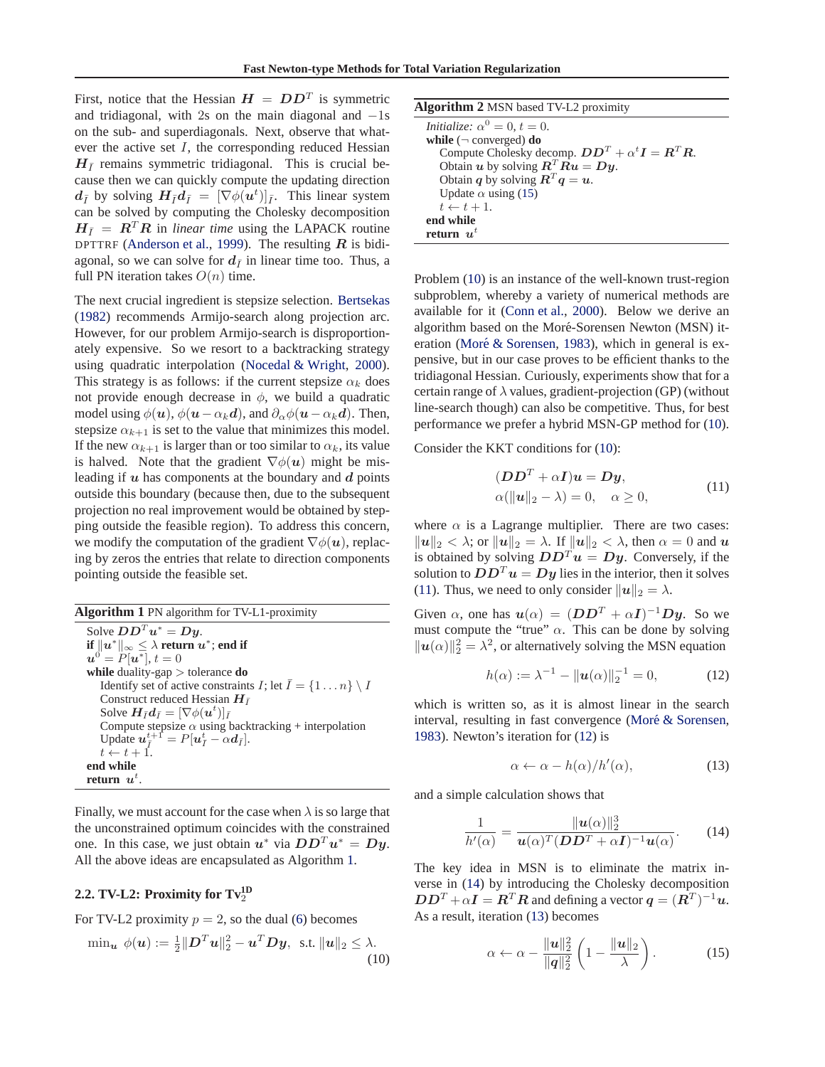First, notice that the Hessian $\boldsymbol{H} = \boldsymbol{D}\boldsymbol{D}^T$ is symmetric and tridiagonal, with 2s on the main diagonal and $-1$s on the sub- and superdiagonals. Next, observe that whatever the active set $I$, the corresponding reduced Hessian $\boldsymbol{H}_{\bar{I}}$ remains symmetric tridiagonal. This is crucial because then we can quickly compute the updating direction $\boldsymbol{d}_{\bar{I}}$ by solving $\boldsymbol{H}_{\bar{I}}\boldsymbol{d}_{\bar{I}} = [\nabla\phi(\boldsymbol{u}^t)]_{\bar{I}}$. This linear system can be solved by computing the Cholesky decomposition $\boldsymbol{H}_{\bar{I}} = \boldsymbol{R}^T\boldsymbol{R}$ in *linear time* using the LAPACK routine DPTTRF (Anderson et al., 1999). The resulting $\boldsymbol{R}$ is bidiagonal, so we can solve for $\boldsymbol{d}_{\bar{I}}$ in linear time too. Thus, a full PN iteration takes $O(n)$ time.

The next crucial ingredient is stepsize selection. Bertsekas (1982) recommends Armijo-search along projection arc. However, for our problem Armijo-search is disproportionately expensive. So we resort to a backtracking strategy using quadratic interpolation (Nocedal & Wright, 2000). This strategy is as follows: if the current stepsize $\alpha_k$ does not provide enough decrease in $\phi$, we build a quadratic model using $\phi(\boldsymbol{u})$, $\phi(\boldsymbol{u} - \alpha_k\boldsymbol{d})$, and $\partial_\alpha\phi(\boldsymbol{u} - \alpha_k\boldsymbol{d})$. Then, stepsize $\alpha_{k+1}$ is set to the value that minimizes this model. If the new $\alpha_{k+1}$ is larger than or too similar to $\alpha_k$, its value is halved. Note that the gradient $\nabla\phi(\boldsymbol{u})$ might be misleading if $\boldsymbol{u}$ has components at the boundary and $\boldsymbol{d}$ points outside this boundary (because then, due to the subsequent projection no real improvement would be obtained by stepping outside the feasible region). To address this concern, we modify the computation of the gradient $\nabla\phi(\boldsymbol{u})$, replacing by zeros the entries that relate to direction components pointing outside the feasible set.

**Algorithm 1** PN algorithm for TV-L1-proximity

> Solve $\boldsymbol{D}\boldsymbol{D}^T\boldsymbol{u}^* = \boldsymbol{D}\boldsymbol{y}$.
> **if** $\|\boldsymbol{u}^*\|_\infty \le \lambda$ **return** $\boldsymbol{u}^*$; **end if**
> $\boldsymbol{u}^0 = P[\boldsymbol{u}^*]$, $t = 0$
> **while** duality-gap $>$ tolerance **do**
> &nbsp;&nbsp;&nbsp;&nbsp;Identify set of active constraints $I$; let $\bar{I} = \{1 \ldots n\} \setminus I$
> &nbsp;&nbsp;&nbsp;&nbsp;Construct reduced Hessian $\boldsymbol{H}_{\bar{I}}$
> &nbsp;&nbsp;&nbsp;&nbsp;Solve $\boldsymbol{H}_{\bar{I}}\boldsymbol{d}_{\bar{I}} = [\nabla\phi(\boldsymbol{u}^t)]_{\bar{I}}$
> &nbsp;&nbsp;&nbsp;&nbsp;Compute stepsize $\alpha$ using backtracking + interpolation
> &nbsp;&nbsp;&nbsp;&nbsp;Update $\boldsymbol{u}^{t+1}_{\bar{I}} = P[\boldsymbol{u}^t_{\bar{I}} - \alpha\boldsymbol{d}_{\bar{I}}]$.
> &nbsp;&nbsp;&nbsp;&nbsp;$t \leftarrow t + 1$.
> **end while**
> **return** $\boldsymbol{u}^t$.

Finally, we must account for the case when $\lambda$ is so large that the unconstrained optimum coincides with the constrained one. In this case, we just obtain $\boldsymbol{u}^*$ via $\boldsymbol{D}\boldsymbol{D}^T\boldsymbol{u}^* = \boldsymbol{D}\boldsymbol{y}$. All the above ideas are encapsulated as Algorithm 1.

## 2.2. TV-L2: Proximity for $\mathrm{Tv}_2^{1D}$

For TV-L2 proximity $p = 2$, so the dual (6) becomes

$$\min_{\boldsymbol{u}} \ \phi(\boldsymbol{u}) := \tfrac{1}{2}\|\boldsymbol{D}^T\boldsymbol{u}\|_2^2 - \boldsymbol{u}^T\boldsymbol{D}\boldsymbol{y}, \ \text{ s.t. } \|\boldsymbol{u}\|_2 \le \lambda. \tag{10}$$

**Algorithm 2** MSN based TV-L2 proximity

> *Initialize:* $\alpha^0 = 0$, $t = 0$.
> **while** ($\neg$ converged) **do**
> &nbsp;&nbsp;&nbsp;&nbsp;Compute Cholesky decomp. $\boldsymbol{D}\boldsymbol{D}^T + \alpha^t\boldsymbol{I} = \boldsymbol{R}^T\boldsymbol{R}$.
> &nbsp;&nbsp;&nbsp;&nbsp;Obtain $\boldsymbol{u}$ by solving $\boldsymbol{R}^T\boldsymbol{R}\boldsymbol{u} = \boldsymbol{D}\boldsymbol{y}$.
> &nbsp;&nbsp;&nbsp;&nbsp;Obtain $\boldsymbol{q}$ by solving $\boldsymbol{R}^T\boldsymbol{q} = \boldsymbol{u}$.
> &nbsp;&nbsp;&nbsp;&nbsp;Update $\alpha$ using (15)
> &nbsp;&nbsp;&nbsp;&nbsp;$t \leftarrow t + 1$.
> **end while**
> **return** $\boldsymbol{u}^t$

Problem (10) is an instance of the well-known trust-region subproblem, whereby a variety of numerical methods are available for it (Conn et al., 2000). Below we derive an algorithm based on the Moré-Sorensen Newton (MSN) iteration (Moré & Sorensen, 1983), which in general is expensive, but in our case proves to be efficient thanks to the tridiagonal Hessian. Curiously, experiments show that for a certain range of $\lambda$ values, gradient-projection (GP) (without line-search though) can also be competitive. Thus, for best performance we prefer a hybrid MSN-GP method for (10).

Consider the KKT conditions for (10):

$$\begin{aligned} (\boldsymbol{D}\boldsymbol{D}^T + \alpha\boldsymbol{I})\boldsymbol{u} &= \boldsymbol{D}\boldsymbol{y}, \\ \alpha(\|\boldsymbol{u}\|_2 - \lambda) = 0, &\quad \alpha \ge 0, \end{aligned} \tag{11}$$

where $\alpha$ is a Lagrange multiplier. There are two cases: $\|\boldsymbol{u}\|_2 < \lambda$; or $\|\boldsymbol{u}\|_2 = \lambda$. If $\|\boldsymbol{u}\|_2 < \lambda$, then $\alpha = 0$ and $\boldsymbol{u}$ is obtained by solving $\boldsymbol{D}\boldsymbol{D}^T\boldsymbol{u} = \boldsymbol{D}\boldsymbol{y}$. Conversely, if the solution to $\boldsymbol{D}\boldsymbol{D}^T\boldsymbol{u} = \boldsymbol{D}\boldsymbol{y}$ lies in the interior, then it solves (11). Thus, we need to only consider $\|\boldsymbol{u}\|_2 = \lambda$.

Given $\alpha$, one has $\boldsymbol{u}(\alpha) = (\boldsymbol{D}\boldsymbol{D}^T + \alpha\boldsymbol{I})^{-1}\boldsymbol{D}\boldsymbol{y}$. So we must compute the "true" $\alpha$. This can be done by solving $\|\boldsymbol{u}(\alpha)\|_2^2 = \lambda^2$, or alternatively solving the MSN equation

$$h(\alpha) := \lambda^{-1} - \|\boldsymbol{u}(\alpha)\|_2^{-1} = 0, \tag{12}$$

which is written so, as it is almost linear in the search interval, resulting in fast convergence (Moré & Sorensen, 1983). Newton's iteration for (12) is

$$\alpha \leftarrow \alpha - h(\alpha)/h'(\alpha), \tag{13}$$

and a simple calculation shows that

$$\frac{1}{h'(\alpha)} = \frac{\|\boldsymbol{u}(\alpha)\|_2^3}{\boldsymbol{u}(\alpha)^T(\boldsymbol{D}\boldsymbol{D}^T + \alpha\boldsymbol{I})^{-1}\boldsymbol{u}(\alpha)}. \tag{14}$$

The key idea in MSN is to eliminate the matrix inverse in (14) by introducing the Cholesky decomposition $\boldsymbol{D}\boldsymbol{D}^T + \alpha\boldsymbol{I} = \boldsymbol{R}^T\boldsymbol{R}$ and defining a vector $\boldsymbol{q} = (\boldsymbol{R}^T)^{-1}\boldsymbol{u}$. As a result, iteration (13) becomes

$$\alpha \leftarrow \alpha - \frac{\|\boldsymbol{u}\|_2^2}{\|\boldsymbol{q}\|_2^2}\left(1 - \frac{\|\boldsymbol{u}\|_2}{\lambda}\right). \tag{15}$$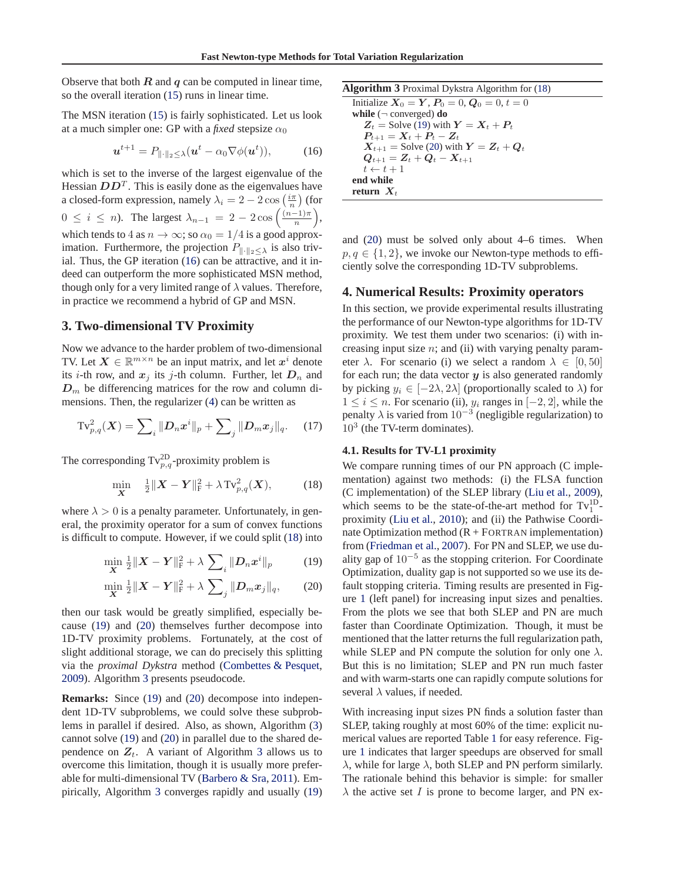Observe that both $\boldsymbol{R}$ and $\boldsymbol{q}$ can be computed in linear time, so the overall iteration (15) runs in linear time.

The MSN iteration (15) is fairly sophisticated. Let us look at a much simpler one: GP with a *fixed* stepsize $\alpha_0$

$$\boldsymbol{u}^{t+1} = P_{\|\cdot\|_2 \le \lambda}(\boldsymbol{u}^t - \alpha_0 \nabla \phi(\boldsymbol{u}^t)), \tag{16}$$

which is set to the inverse of the largest eigenvalue of the Hessian $\boldsymbol{D}\boldsymbol{D}^T$. This is easily done as the eigenvalues have a closed-form expression, namely $\lambda_i = 2 - 2\cos\left(\frac{i\pi}{n}\right)$ (for $0 \le i \le n$). The largest $\lambda_{n-1} = 2 - 2\cos\left(\frac{(n-1)\pi}{n}\right)$, which tends to 4 as $n \to \infty$; so $\alpha_0 = 1/4$ is a good approximation. Furthermore, the projection $P_{\|\cdot\|_2 \le \lambda}$ is also trivial. Thus, the GP iteration (16) can be attractive, and it indeed can outperform the more sophisticated MSN method, though only for a very limited range of $\lambda$ values. Therefore, in practice we recommend a hybrid of GP and MSN.

## 3. Two-dimensional TV Proximity

Now we advance to the harder problem of two-dimensional TV. Let $\boldsymbol{X} \in \mathbb{R}^{m \times n}$ be an input matrix, and let $\boldsymbol{x}^i$ denote its $i$-th row, and $\boldsymbol{x}_j$ its $j$-th column. Further, let $\boldsymbol{D}_n$ and $\boldsymbol{D}_m$ be differencing matrices for the row and column dimensions. Then, the regularizer (4) can be written as

$$\mathrm{Tv}^2_{p,q}(\boldsymbol{X}) = \sum\nolimits_i \|\boldsymbol{D}_n \boldsymbol{x}^i\|_p + \sum\nolimits_j \|\boldsymbol{D}_m \boldsymbol{x}_j\|_q. \tag{17}$$

The corresponding $\mathrm{Tv}^{2\mathrm{D}}_{p,q}$-proximity problem is

$$\min_{\boldsymbol{X}} \quad \tfrac{1}{2}\|\boldsymbol{X} - \boldsymbol{Y}\|_{\mathrm{F}}^2 + \lambda\,\mathrm{Tv}^2_{p,q}(\boldsymbol{X}), \tag{18}$$

where $\lambda > 0$ is a penalty parameter. Unfortunately, in general, the proximity operator for a sum of convex functions is difficult to compute. However, if we could split (18) into

$$\min_{\boldsymbol{X}} \tfrac{1}{2}\|\boldsymbol{X} - \boldsymbol{Y}\|_{\mathrm{F}}^2 + \lambda \sum\nolimits_i \|\boldsymbol{D}_n \boldsymbol{x}^i\|_p \tag{19}$$

$$\min_{\boldsymbol{X}} \tfrac{1}{2}\|\boldsymbol{X} - \boldsymbol{Y}\|_{\mathrm{F}}^2 + \lambda \sum\nolimits_j \|\boldsymbol{D}_m \boldsymbol{x}_j\|_q, \tag{20}$$

then our task would be greatly simplified, especially because (19) and (20) themselves further decompose into 1D-TV proximity problems. Fortunately, at the cost of slight additional storage, we can do precisely this splitting via the *proximal Dykstra* method (Combettes & Pesquet, 2009). Algorithm 3 presents pseudocode.

**Remarks:** Since (19) and (20) decompose into independent 1D-TV subproblems, we could solve these subproblems in parallel if desired. Also, as shown, Algorithm (3) cannot solve (19) and (20) in parallel due to the shared dependence on $\boldsymbol{Z}_t$. A variant of Algorithm 3 allows us to overcome this limitation, though it is usually more preferable for multi-dimensional TV (Barbero & Sra, 2011). Empirically, Algorithm 3 converges rapidly and usually (19)

**Algorithm 3** Proximal Dykstra Algorithm for (18)

Initialize $\boldsymbol{X}_0 = \boldsymbol{Y}$, $\boldsymbol{P}_0 = 0$, $\boldsymbol{Q}_0 = 0$, $t = 0$
**while** ($\neg$ converged) **do**
  $\boldsymbol{Z}_t$ = Solve (19) with $\boldsymbol{Y} = \boldsymbol{X}_t + \boldsymbol{P}_t$
  $\boldsymbol{P}_{t+1} = \boldsymbol{X}_t + \boldsymbol{P}_t - \boldsymbol{Z}_t$
  $\boldsymbol{X}_{t+1}$ = Solve (20) with $\boldsymbol{Y} = \boldsymbol{Z}_t + \boldsymbol{Q}_t$
  $\boldsymbol{Q}_{t+1} = \boldsymbol{Z}_t + \boldsymbol{Q}_t - \boldsymbol{X}_{t+1}$
  $t \leftarrow t + 1$
**end while**
**return** $\boldsymbol{X}_t$

and (20) must be solved only about 4–6 times. When $p, q \in \{1, 2\}$, we invoke our Newton-type methods to efficiently solve the corresponding 1D-TV subproblems.

## 4. Numerical Results: Proximity operators

In this section, we provide experimental results illustrating the performance of our Newton-type algorithms for 1D-TV proximity. We test them under two scenarios: (i) with increasing input size $n$; and (ii) with varying penalty parameter $\lambda$. For scenario (i) we select a random $\lambda \in [0, 50]$ for each run; the data vector $\boldsymbol{y}$ is also generated randomly by picking $y_i \in [-2\lambda, 2\lambda]$ (proportionally scaled to $\lambda$) for $1 \le i \le n$. For scenario (ii), $y_i$ ranges in $[-2, 2]$, while the penalty $\lambda$ is varied from $10^{-3}$ (negligible regularization) to $10^3$ (the TV-term dominates).

### 4.1. Results for TV-L1 proximity

We compare running times of our PN approach (C implementation) against two methods: (i) the FLSA function (C implementation) of the SLEP library (Liu et al., 2009), which seems to be the state-of-the-art method for $\mathrm{Tv}^{1\mathrm{D}}_1$-proximity (Liu et al., 2010); and (ii) the Pathwise Coordinate Optimization method (R + FORTRAN implementation) from (Friedman et al., 2007). For PN and SLEP, we use duality gap of $10^{-5}$ as the stopping criterion. For Coordinate Optimization, duality gap is not supported so we use its default stopping criteria. Timing results are presented in Figure 1 (left panel) for increasing input sizes and penalties. From the plots we see that both SLEP and PN are much faster than Coordinate Optimization. Though, it must be mentioned that the latter returns the full regularization path, while SLEP and PN compute the solution for only one $\lambda$. But this is no limitation; SLEP and PN run much faster and with warm-starts one can rapidly compute solutions for several $\lambda$ values, if needed.

With increasing input sizes PN finds a solution faster than SLEP, taking roughly at most 60% of the time: explicit numerical values are reported Table 1 for easy reference. Figure 1 indicates that larger speedups are observed for small $\lambda$, while for large $\lambda$, both SLEP and PN perform similarly. The rationale behind this behavior is simple: for smaller $\lambda$ the active set $I$ is prone to become larger, and PN ex-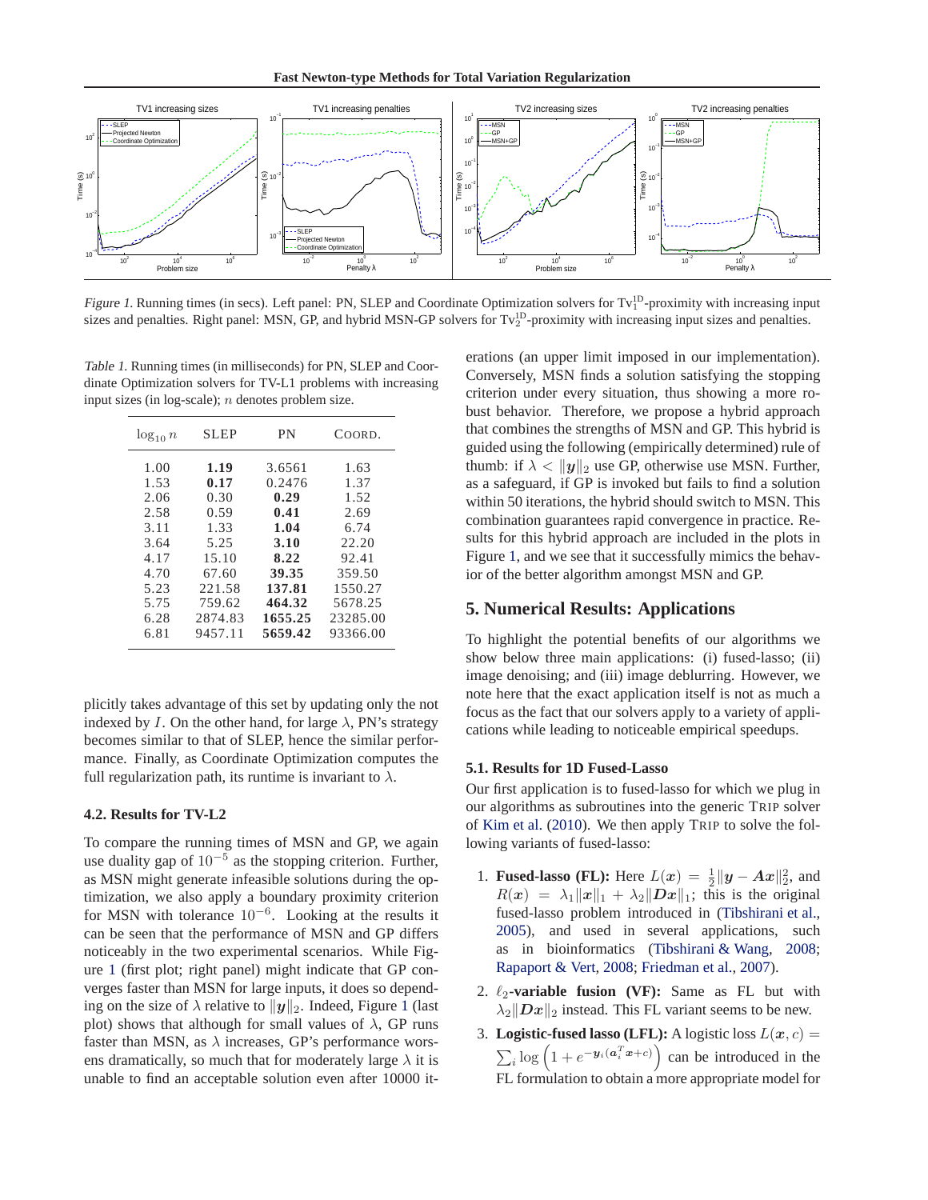*Figure 1.* Running times (in secs). Left panel: PN, SLEP and Coordinate Optimization solvers for $\text{Tv}_1^{1D}$-proximity with increasing input sizes and penalties. Right panel: MSN, GP, and hybrid MSN-GP solvers for $\text{Tv}_2^{1D}$-proximity with increasing input sizes and penalties.

*Table 1.* Running times (in milliseconds) for PN, SLEP and Coordinate Optimization solvers for TV-L1 problems with increasing input sizes (in log-scale); $n$ denotes problem size.

| $\log_{10} n$ | SLEP | PN | COORD. |
|---|---|---|---|
| 1.00 | **1.19** | 3.6561 | 1.63 |
| 1.53 | **0.17** | 0.2476 | 1.37 |
| 2.06 | 0.30 | **0.29** | 1.52 |
| 2.58 | 0.59 | **0.41** | 2.69 |
| 3.11 | 1.33 | **1.04** | 6.74 |
| 3.64 | 5.25 | **3.10** | 22.20 |
| 4.17 | 15.10 | **8.22** | 92.41 |
| 4.70 | 67.60 | **39.35** | 359.50 |
| 5.23 | 221.58 | **137.81** | 1550.27 |
| 5.75 | 759.62 | **464.32** | 5678.25 |
| 6.28 | 2874.83 | **1655.25** | 23285.00 |
| 6.81 | 9457.11 | **5659.42** | 93366.00 |

plicitly takes advantage of this set by updating only the not indexed by $I$. On the other hand, for large $\lambda$, PN's strategy becomes similar to that of SLEP, hence the similar performance. Finally, as Coordinate Optimization computes the full regularization path, its runtime is invariant to $\lambda$.

### 4.2. Results for TV-L2

To compare the running times of MSN and GP, we again use duality gap of $10^{-5}$ as the stopping criterion. Further, as MSN might generate infeasible solutions during the optimization, we also apply a boundary proximity criterion for MSN with tolerance $10^{-6}$. Looking at the results it can be seen that the performance of MSN and GP differs noticeably in the two experimental scenarios. While Figure 1 (first plot; right panel) might indicate that GP converges faster than MSN for large inputs, it does so depending on the size of $\lambda$ relative to $\|\boldsymbol{y}\|_2$. Indeed, Figure 1 (last plot) shows that although for small values of $\lambda$, GP runs faster than MSN, as $\lambda$ increases, GP's performance worsens dramatically, so much that for moderately large $\lambda$ it is unable to find an acceptable solution even after 10000 iterations (an upper limit imposed in our implementation). Conversely, MSN finds a solution satisfying the stopping criterion under every situation, thus showing a more robust behavior. Therefore, we propose a hybrid approach that combines the strengths of MSN and GP. This hybrid is guided using the following (empirically determined) rule of thumb: if $\lambda < \|\boldsymbol{y}\|_2$ use GP, otherwise use MSN. Further, as a safeguard, if GP is invoked but fails to find a solution within 50 iterations, the hybrid should switch to MSN. This combination guarantees rapid convergence in practice. Results for this hybrid approach are included in the plots in Figure 1, and we see that it successfully mimics the behavior of the better algorithm amongst MSN and GP.

## 5. Numerical Results: Applications

To highlight the potential benefits of our algorithms we show below three main applications: (i) fused-lasso; (ii) image denoising; and (iii) image deblurring. However, we note here that the exact application itself is not as much a focus as the fact that our solvers apply to a variety of applications while leading to noticeable empirical speedups.

### 5.1. Results for 1D Fused-Lasso

Our first application is to fused-lasso for which we plug in our algorithms as subroutines into the generic TRIP solver of Kim et al. (2010). We then apply TRIP to solve the following variants of fused-lasso:

1. **Fused-lasso (FL):** Here $L(\boldsymbol{x}) = \frac{1}{2}\|\boldsymbol{y} - \boldsymbol{A}\boldsymbol{x}\|_2^2$, and $R(\boldsymbol{x}) = \lambda_1\|\boldsymbol{x}\|_1 + \lambda_2\|\boldsymbol{D}\boldsymbol{x}\|_1$; this is the original fused-lasso problem introduced in (Tibshirani et al., 2005), and used in several applications, such as in bioinformatics (Tibshirani & Wang, 2008; Rapaport & Vert, 2008; Friedman et al., 2007).
2. **$\ell_2$-variable fusion (VF):** Same as FL but with $\lambda_2\|\boldsymbol{D}\boldsymbol{x}\|_2$ instead. This FL variant seems to be new.
3. **Logistic-fused lasso (LFL):** A logistic loss $L(\boldsymbol{x}, c) = \sum_i \log\left(1 + e^{-\boldsymbol{y}_i(\boldsymbol{a}_i^T\boldsymbol{x}+c)}\right)$ can be introduced in the FL formulation to obtain a more appropriate model for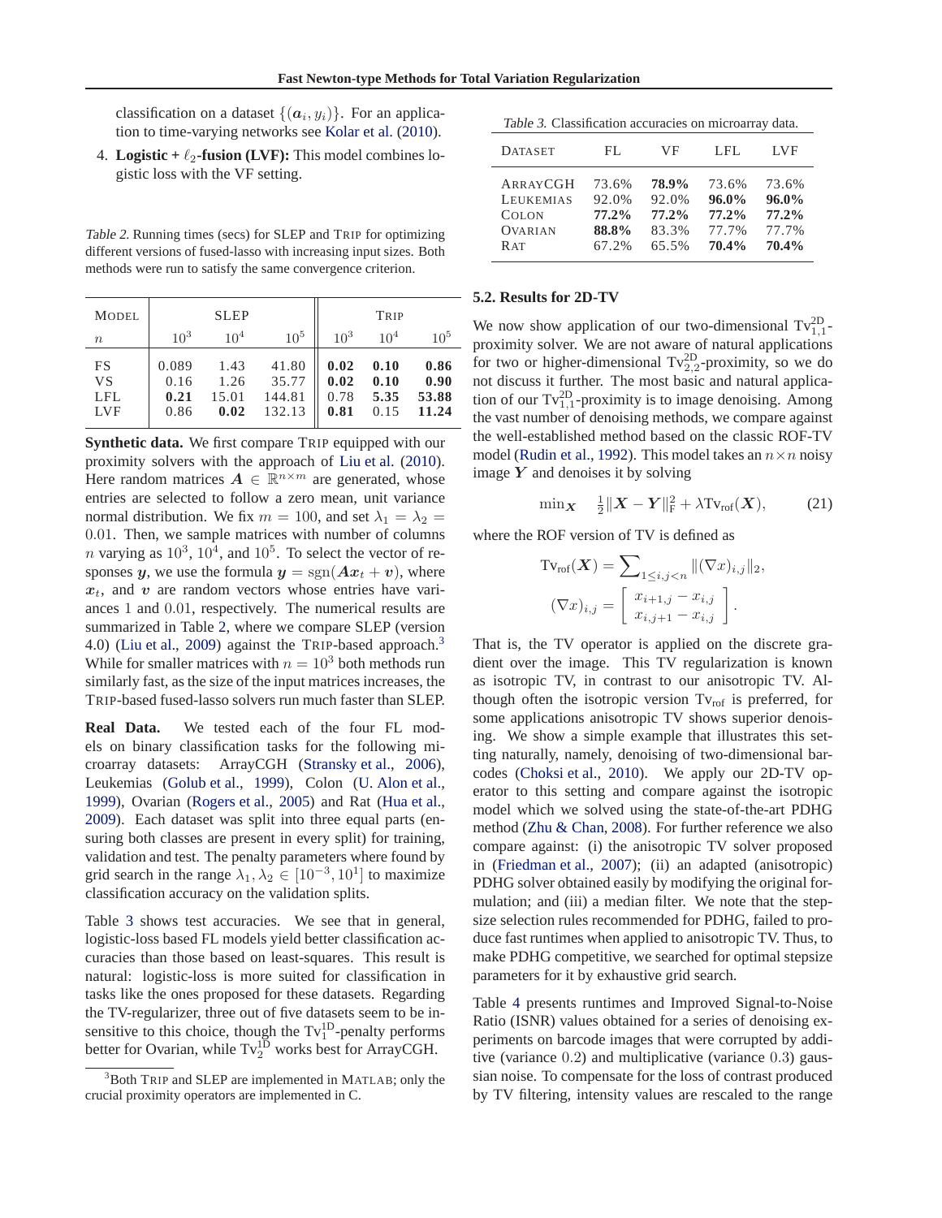classification on a dataset $\{(\boldsymbol{a}_i, y_i)\}$. For an application to time-varying networks see Kolar et al. (2010).

4. **Logistic + $\ell_2$-fusion (LVF):** This model combines logistic loss with the VF setting.

*Table 2.* Running times (secs) for SLEP and TRIP for optimizing different versions of fused-lasso with increasing input sizes. Both methods were run to satisfy the same convergence criterion.

| MODEL | SLEP | | | TRIP | | |
|---|---|---|---|---|---|---|
| $n$ | $10^3$ | $10^4$ | $10^5$ | $10^3$ | $10^4$ | $10^5$ |
| FS | 0.089 | 1.43 | 41.80 | **0.02** | **0.10** | **0.86** |
| VS | 0.16 | 1.26 | 35.77 | **0.02** | **0.10** | **0.90** |
| LFL | **0.21** | 15.01 | 144.81 | 0.78 | **5.35** | **53.88** |
| LVF | 0.86 | **0.02** | 132.13 | **0.81** | 0.15 | **11.24** |

**Synthetic data.** We first compare TRIP equipped with our proximity solvers with the approach of Liu et al. (2010). Here random matrices $\boldsymbol{A} \in \mathbb{R}^{n \times m}$ are generated, whose entries are selected to follow a zero mean, unit variance normal distribution. We fix $m = 100$, and set $\lambda_1 = \lambda_2 = 0.01$. Then, we sample matrices with number of columns $n$ varying as $10^3$, $10^4$, and $10^5$. To select the vector of responses $\boldsymbol{y}$, we use the formula $\boldsymbol{y} = \operatorname{sgn}(\boldsymbol{A}\boldsymbol{x}_t + \boldsymbol{v})$, where $\boldsymbol{x}_t$, and $\boldsymbol{v}$ are random vectors whose entries have variances 1 and 0.01, respectively. The numerical results are summarized in Table 2, where we compare SLEP (version 4.0) (Liu et al., 2009) against the TRIP-based approach.[3] While for smaller matrices with $n = 10^3$ both methods run similarly fast, as the size of the input matrices increases, the TRIP-based fused-lasso solvers run much faster than SLEP.

**Real Data.** We tested each of the four FL models on binary classification tasks for the following microarray datasets: ArrayCGH (Stransky et al., 2006), Leukemias (Golub et al., 1999), Colon (U. Alon et al., 1999), Ovarian (Rogers et al., 2005) and Rat (Hua et al., 2009). Each dataset was split into three equal parts (ensuring both classes are present in every split) for training, validation and test. The penalty parameters where found by grid search in the range $\lambda_1, \lambda_2 \in [10^{-3}, 10^1]$ to maximize classification accuracy on the validation splits.

Table 3 shows test accuracies. We see that in general, logistic-loss based FL models yield better classification accuracies than those based on least-squares. This result is natural: logistic-loss is more suited for classification in tasks like the ones proposed for these datasets. Regarding the TV-regularizer, three out of five datasets seem to be insensitive to this choice, though the $\mathrm{Tv}_1^{1\mathrm{D}}$-penalty performs better for Ovarian, while $\mathrm{Tv}_2^{1\mathrm{D}}$ works best for ArrayCGH.

[3] Both TRIP and SLEP are implemented in MATLAB; only the crucial proximity operators are implemented in C.

*Table 3.* Classification accuracies on microarray data.

| DATASET | FL | VF | LFL | LVF |
|---|---|---|---|---|
| ARRAYCGH | 73.6% | **78.9%** | 73.6% | 73.6% |
| LEUKEMIAS | 92.0% | 92.0% | **96.0%** | **96.0%** |
| COLON | **77.2%** | **77.2%** | **77.2%** | **77.2%** |
| OVARIAN | **88.8%** | 83.3% | 77.7% | 77.7% |
| RAT | 67.2% | 65.5% | **70.4%** | **70.4%** |

## 5.2. Results for 2D-TV

We now show application of our two-dimensional $\mathrm{Tv}_{1,1}^{2\mathrm{D}}$-proximity solver. We are not aware of natural applications for two or higher-dimensional $\mathrm{Tv}_{2,2}^{2\mathrm{D}}$-proximity, so we do not discuss it further. The most basic and natural application of our $\mathrm{Tv}_{1,1}^{2\mathrm{D}}$-proximity is to image denoising. Among the vast number of denoising methods, we compare against the well-established method based on the classic ROF-TV model (Rudin et al., 1992). This model takes an $n \times n$ noisy image $\boldsymbol{Y}$ and denoises it by solving

$$\min_{\boldsymbol{X}} \quad \tfrac{1}{2}\|\boldsymbol{X} - \boldsymbol{Y}\|_{\mathrm{F}}^2 + \lambda \mathrm{Tv}_{\mathrm{rof}}(\boldsymbol{X}), \tag{21}$$

where the ROF version of TV is defined as

$$\mathrm{Tv}_{\mathrm{rof}}(\boldsymbol{X}) = \sum\nolimits_{1 \le i,j < n} \|(\nabla x)_{i,j}\|_2,$$
$$(\nabla x)_{i,j} = \begin{bmatrix} x_{i+1,j} - x_{i,j} \\ x_{i,j+1} - x_{i,j} \end{bmatrix}.$$

That is, the TV operator is applied on the discrete gradient over the image. This TV regularization is known as isotropic TV, in contrast to our anisotropic TV. Although often the isotropic version $\mathrm{Tv}_{\mathrm{rof}}$ is preferred, for some applications anisotropic TV shows superior denoising. We show a simple example that illustrates this setting naturally, namely, denoising of two-dimensional barcodes (Choksi et al., 2010). We apply our 2D-TV operator to this setting and compare against the isotropic model which we solved using the state-of-the-art PDHG method (Zhu & Chan, 2008). For further reference we also compare against: (i) the anisotropic TV solver proposed in (Friedman et al., 2007); (ii) an adapted (anisotropic) PDHG solver obtained easily by modifying the original formulation; and (iii) a median filter. We note that the stepsize selection rules recommended for PDHG, failed to produce fast runtimes when applied to anisotropic TV. Thus, to make PDHG competitive, we searched for optimal stepsize parameters for it by exhaustive grid search.

Table 4 presents runtimes and Improved Signal-to-Noise Ratio (ISNR) values obtained for a series of denoising experiments on barcode images that were corrupted by additive (variance 0.2) and multiplicative (variance 0.3) gaussian noise. To compensate for the loss of contrast produced by TV filtering, intensity values are rescaled to the range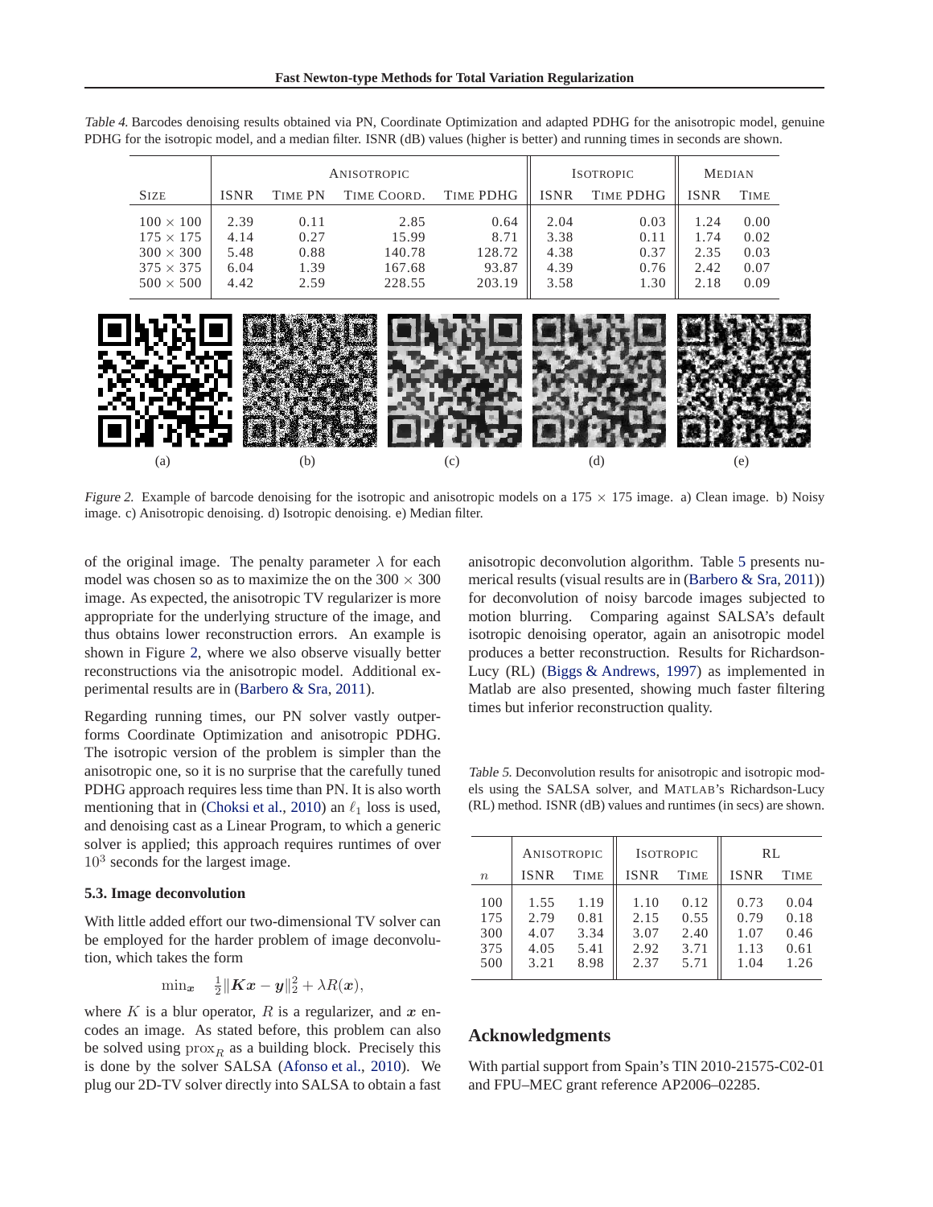*Table 4.* Barcodes denoising results obtained via PN, Coordinate Optimization and adapted PDHG for the anisotropic model, genuine PDHG for the isotropic model, and a median filter. ISNR (dB) values (higher is better) and running times in seconds are shown.

| | Anisotropic | | | | Isotropic | | Median | |
|---|---|---|---|---|---|---|---|---|
| Size | ISNR | Time PN | Time Coord. | Time PDHG | ISNR | Time PDHG | ISNR | Time |
| $100 \times 100$ | 2.39 | 0.11 | 2.85 | 0.64 | 2.04 | 0.03 | 1.24 | 0.00 |
| $175 \times 175$ | 4.14 | 0.27 | 15.99 | 8.71 | 3.38 | 0.11 | 1.74 | 0.02 |
| $300 \times 300$ | 5.48 | 0.88 | 140.78 | 128.72 | 4.38 | 0.37 | 2.35 | 0.03 |
| $375 \times 375$ | 6.04 | 1.39 | 167.68 | 93.87 | 4.39 | 0.76 | 2.42 | 0.07 |
| $500 \times 500$ | 4.42 | 2.59 | 228.55 | 203.19 | 3.58 | 1.30 | 2.18 | 0.09 |

(a) (b) (c) (d) (e)

*Figure 2.* Example of barcode denoising for the isotropic and anisotropic models on a $175 \times 175$ image. a) Clean image. b) Noisy image. c) Anisotropic denoising. d) Isotropic denoising. e) Median filter.

of the original image. The penalty parameter $\lambda$ for each model was chosen so as to maximize the on the $300 \times 300$ image. As expected, the anisotropic TV regularizer is more appropriate for the underlying structure of the image, and thus obtains lower reconstruction errors. An example is shown in Figure 2, where we also observe visually better reconstructions via the anisotropic model. Additional experimental results are in (Barbero & Sra, 2011).

Regarding running times, our PN solver vastly outperforms Coordinate Optimization and anisotropic PDHG. The isotropic version of the problem is simpler than the anisotropic one, so it is no surprise that the carefully tuned PDHG approach requires less time than PN. It is also worth mentioning that in (Choksi et al., 2010) an $\ell_1$ loss is used, and denoising cast as a Linear Program, to which a generic solver is applied; this approach requires runtimes of over $10^3$ seconds for the largest image.

### 5.3. Image deconvolution

With little added effort our two-dimensional TV solver can be employed for the harder problem of image deconvolution, which takes the form

$$\min_{\boldsymbol{x}} \quad \tfrac{1}{2}\|\boldsymbol{K}\boldsymbol{x} - \boldsymbol{y}\|_2^2 + \lambda R(\boldsymbol{x}),$$

where $K$ is a blur operator, $R$ is a regularizer, and $\boldsymbol{x}$ encodes an image. As stated before, this problem can also be solved using $\text{prox}_R$ as a building block. Precisely this is done by the solver SALSA (Afonso et al., 2010). We plug our 2D-TV solver directly into SALSA to obtain a fast anisotropic deconvolution algorithm. Table 5 presents numerical results (visual results are in (Barbero & Sra, 2011)) for deconvolution of noisy barcode images subjected to motion blurring. Comparing against SALSA's default isotropic denoising operator, again an anisotropic model produces a better reconstruction. Results for Richardson-Lucy (RL) (Biggs & Andrews, 1997) as implemented in Matlab are also presented, showing much faster filtering times but inferior reconstruction quality.

*Table 5.* Deconvolution results for anisotropic and isotropic models using the SALSA solver, and Matlab's Richardson-Lucy (RL) method. ISNR (dB) values and runtimes (in secs) are shown.

| | Anisotropic | | Isotropic | | RL | |
|---|---|---|---|---|---|---|
| $n$ | ISNR | Time | ISNR | Time | ISNR | Time |
| 100 | 1.55 | 1.19 | 1.10 | 0.12 | 0.73 | 0.04 |
| 175 | 2.79 | 0.81 | 2.15 | 0.55 | 0.79 | 0.18 |
| 300 | 4.07 | 3.34 | 3.07 | 2.40 | 1.07 | 0.46 |
| 375 | 4.05 | 5.41 | 2.92 | 3.71 | 1.13 | 0.61 |
| 500 | 3.21 | 8.98 | 2.37 | 5.71 | 1.04 | 1.26 |

## Acknowledgments

With partial support from Spain's TIN 2010-21575-C02-01 and FPU–MEC grant reference AP2006–02285.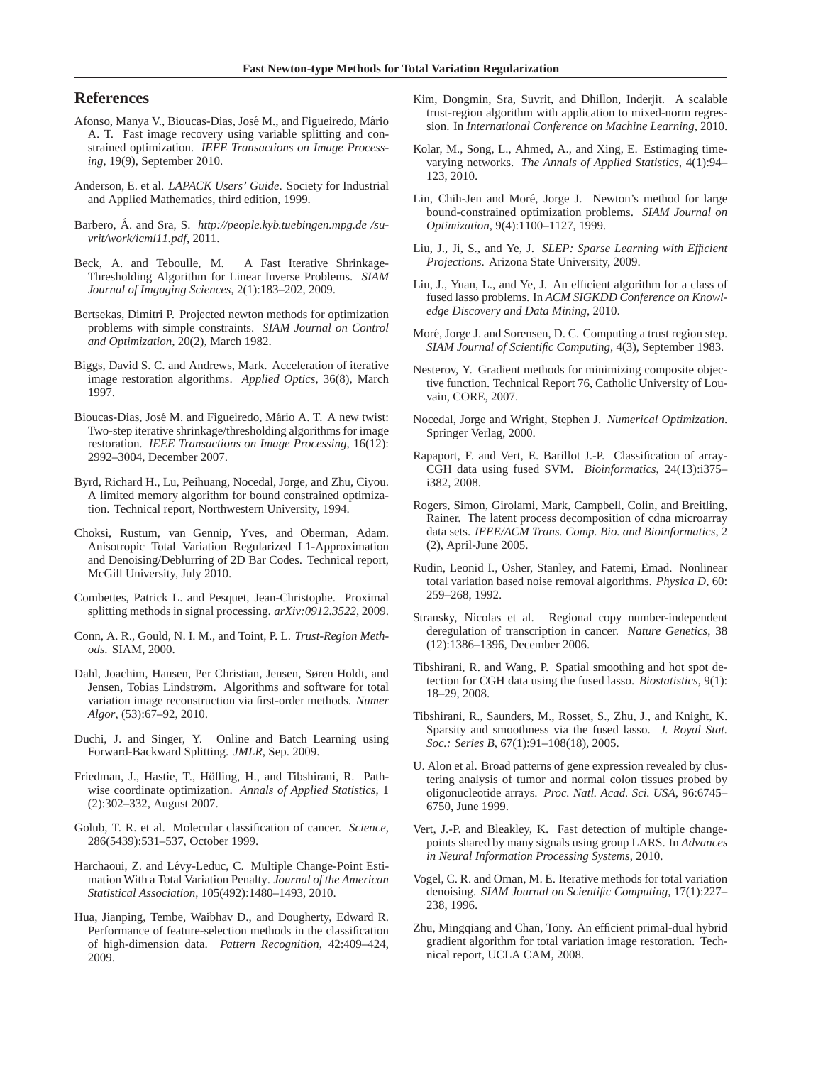## References

Afonso, Manya V., Bioucas-Dias, José M., and Figueiredo, Mário A. T. Fast image recovery using variable splitting and constrained optimization. *IEEE Transactions on Image Processing*, 19(9), September 2010.

Anderson, E. et al. *LAPACK Users' Guide*. Society for Industrial and Applied Mathematics, third edition, 1999.

Barbero, Á. and Sra, S. *http://people.kyb.tuebingen.mpg.de /suvrit/work/icml11.pdf*, 2011.

Beck, A. and Teboulle, M. A Fast Iterative Shrinkage-Thresholding Algorithm for Linear Inverse Problems. *SIAM Journal of Imgaging Sciences*, 2(1):183–202, 2009.

Bertsekas, Dimitri P. Projected newton methods for optimization problems with simple constraints. *SIAM Journal on Control and Optimization*, 20(2), March 1982.

Biggs, David S. C. and Andrews, Mark. Acceleration of iterative image restoration algorithms. *Applied Optics*, 36(8), March 1997.

Bioucas-Dias, José M. and Figueiredo, Mário A. T. A new twist: Two-step iterative shrinkage/thresholding algorithms for image restoration. *IEEE Transactions on Image Processing*, 16(12): 2992–3004, December 2007.

Byrd, Richard H., Lu, Peihuang, Nocedal, Jorge, and Zhu, Ciyou. A limited memory algorithm for bound constrained optimization. Technical report, Northwestern University, 1994.

Choksi, Rustum, van Gennip, Yves, and Oberman, Adam. Anisotropic Total Variation Regularized L1-Approximation and Denoising/Deblurring of 2D Bar Codes. Technical report, McGill University, July 2010.

Combettes, Patrick L. and Pesquet, Jean-Christophe. Proximal splitting methods in signal processing. *arXiv:0912.3522*, 2009.

Conn, A. R., Gould, N. I. M., and Toint, P. L. *Trust-Region Methods*. SIAM, 2000.

Dahl, Joachim, Hansen, Per Christian, Jensen, Søren Holdt, and Jensen, Tobias Lindstrøm. Algorithms and software for total variation image reconstruction via first-order methods. *Numer Algor*, (53):67–92, 2010.

Duchi, J. and Singer, Y. Online and Batch Learning using Forward-Backward Splitting. *JMLR*, Sep. 2009.

Friedman, J., Hastie, T., Höfling, H., and Tibshirani, R. Pathwise coordinate optimization. *Annals of Applied Statistics*, 1 (2):302–332, August 2007.

Golub, T. R. et al. Molecular classification of cancer. *Science*, 286(5439):531–537, October 1999.

Harchaoui, Z. and Lévy-Leduc, C. Multiple Change-Point Estimation With a Total Variation Penalty. *Journal of the American Statistical Association*, 105(492):1480–1493, 2010.

Hua, Jianping, Tembe, Waibhav D., and Dougherty, Edward R. Performance of feature-selection methods in the classification of high-dimension data. *Pattern Recognition*, 42:409–424, 2009.

Kim, Dongmin, Sra, Suvrit, and Dhillon, Inderjit. A scalable trust-region algorithm with application to mixed-norm regression. In *International Conference on Machine Learning*, 2010.

Kolar, M., Song, L., Ahmed, A., and Xing, E. Estimaging time-varying networks. *The Annals of Applied Statistics*, 4(1):94–123, 2010.

Lin, Chih-Jen and Moré, Jorge J. Newton's method for large bound-constrained optimization problems. *SIAM Journal on Optimization*, 9(4):1100–1127, 1999.

Liu, J., Ji, S., and Ye, J. *SLEP: Sparse Learning with Efficient Projections*. Arizona State University, 2009.

Liu, J., Yuan, L., and Ye, J. An efficient algorithm for a class of fused lasso problems. In *ACM SIGKDD Conference on Knowledge Discovery and Data Mining*, 2010.

Moré, Jorge J. and Sorensen, D. C. Computing a trust region step. *SIAM Journal of Scientific Computing*, 4(3), September 1983.

Nesterov, Y. Gradient methods for minimizing composite objective function. Technical Report 76, Catholic University of Louvain, CORE, 2007.

Nocedal, Jorge and Wright, Stephen J. *Numerical Optimization*. Springer Verlag, 2000.

Rapaport, F. and Vert, E. Barillot J.-P. Classification of array-CGH data using fused SVM. *Bioinformatics*, 24(13):i375–i382, 2008.

Rogers, Simon, Girolami, Mark, Campbell, Colin, and Breitling, Rainer. The latent process decomposition of cdna microarray data sets. *IEEE/ACM Trans. Comp. Bio. and Bioinformatics*, 2 (2), April-June 2005.

Rudin, Leonid I., Osher, Stanley, and Fatemi, Emad. Nonlinear total variation based noise removal algorithms. *Physica D*, 60: 259–268, 1992.

Stransky, Nicolas et al. Regional copy number-independent deregulation of transcription in cancer. *Nature Genetics*, 38 (12):1386–1396, December 2006.

Tibshirani, R. and Wang, P. Spatial smoothing and hot spot detection for CGH data using the fused lasso. *Biostatistics*, 9(1): 18–29, 2008.

Tibshirani, R., Saunders, M., Rosset, S., Zhu, J., and Knight, K. Sparsity and smoothness via the fused lasso. *J. Royal Stat. Soc.: Series B*, 67(1):91–108(18), 2005.

U. Alon et al. Broad patterns of gene expression revealed by clustering analysis of tumor and normal colon tissues probed by oligonucleotide arrays. *Proc. Natl. Acad. Sci. USA*, 96:6745–6750, June 1999.

Vert, J.-P. and Bleakley, K. Fast detection of multiple change-points shared by many signals using group LARS. In *Advances in Neural Information Processing Systems*, 2010.

Vogel, C. R. and Oman, M. E. Iterative methods for total variation denoising. *SIAM Journal on Scientific Computing*, 17(1):227–238, 1996.

Zhu, Mingqiang and Chan, Tony. An efficient primal-dual hybrid gradient algorithm for total variation image restoration. Technical report, UCLA CAM, 2008.